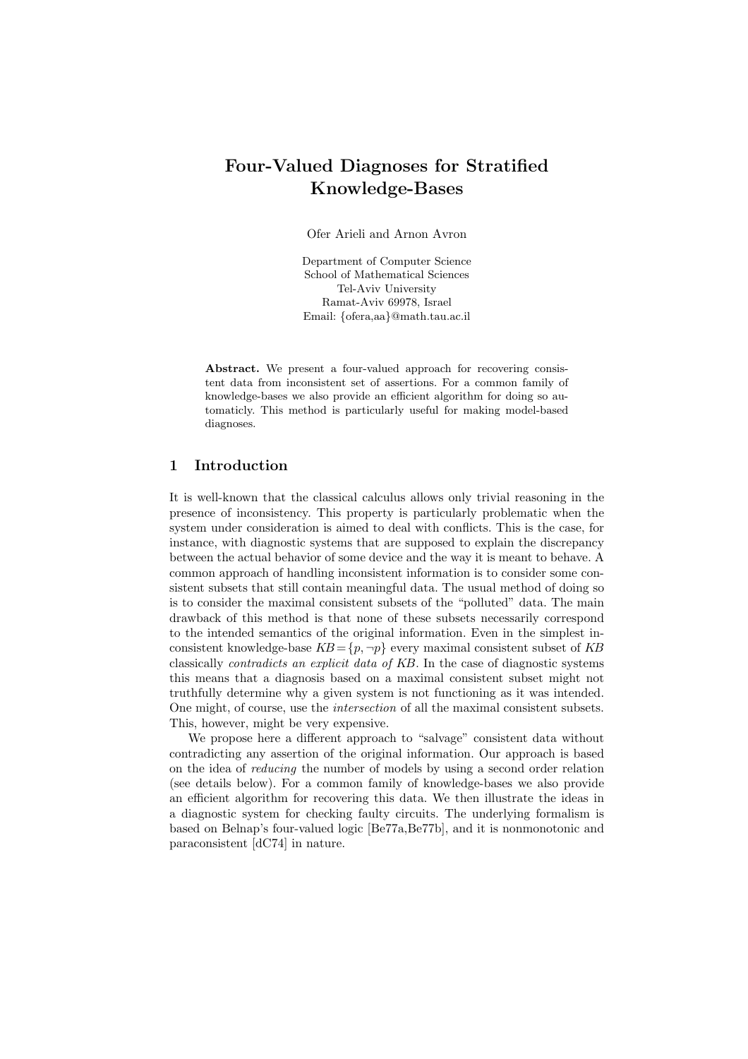# Four-Valued Diagnoses for Stratified Knowledge-Bases

Ofer Arieli and Arnon Avron

Department of Computer Science
School of Mathematical Sciences
Tel-Aviv University
Ramat-Aviv 69978, Israel
Email: {ofera,aa}@math.tau.ac.il

**Abstract.** We present a four-valued approach for recovering consistent data from inconsistent set of assertions. For a common family of knowledge-bases we also provide an efficient algorithm for doing so automaticly. This method is particularly useful for making model-based diagnoses.

## 1 Introduction

It is well-known that the classical calculus allows only trivial reasoning in the presence of inconsistency. This property is particularly problematic when the system under consideration is aimed to deal with conflicts. This is the case, for instance, with diagnostic systems that are supposed to explain the discrepancy between the actual behavior of some device and the way it is meant to behave. A common approach of handling inconsistent information is to consider some consistent subsets that still contain meaningful data. The usual method of doing so is to consider the maximal consistent subsets of the "polluted" data. The main drawback of this method is that none of these subsets necessarily correspond to the intended semantics of the original information. Even in the simplest inconsistent knowledge-base $KB = \{p, \neg p\}$ every maximal consistent subset of $KB$ classically *contradicts an explicit data of KB*. In the case of diagnostic systems this means that a diagnosis based on a maximal consistent subset might not truthfully determine why a given system is not functioning as it was intended. One might, of course, use the *intersection* of all the maximal consistent subsets. This, however, might be very expensive.

We propose here a different approach to "salvage" consistent data without contradicting any assertion of the original information. Our approach is based on the idea of *reducing* the number of models by using a second order relation (see details below). For a common family of knowledge-bases we also provide an efficient algorithm for recovering this data. We then illustrate the ideas in a diagnostic system for checking faulty circuits. The underlying formalism is based on Belnap's four-valued logic [Be77a,Be77b], and it is nonmonotonic and paraconsistent [dC74] in nature.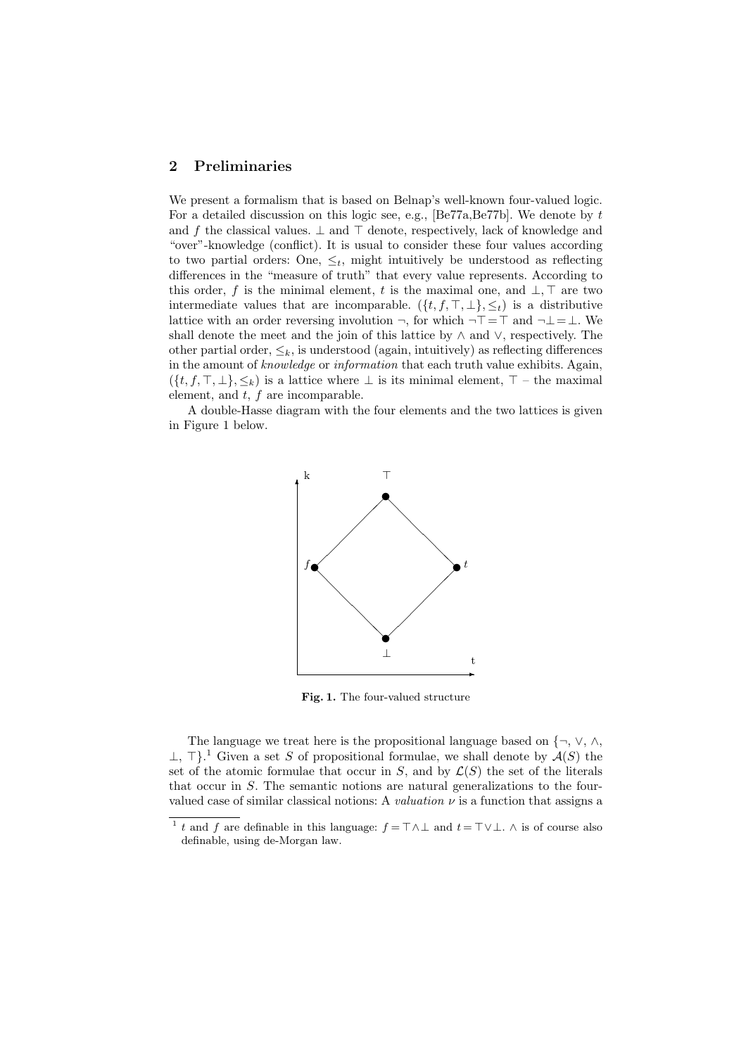## 2 Preliminaries

We present a formalism that is based on Belnap's well-known four-valued logic. For a detailed discussion on this logic see, e.g., [Be77a,Be77b]. We denote by $t$ and $f$ the classical values. $\bot$ and $\top$ denote, respectively, lack of knowledge and "over"-knowledge (conflict). It is usual to consider these four values according to two partial orders: One, $\leq_t$, might intuitively be understood as reflecting differences in the "measure of truth" that every value represents. According to this order, $f$ is the minimal element, $t$ is the maximal one, and $\bot, \top$ are two intermediate values that are incomparable. $(\{t, f, \top, \bot\}, \leq_t)$ is a distributive lattice with an order reversing involution $\neg$, for which $\neg\top = \top$ and $\neg\bot = \bot$. We shall denote the meet and the join of this lattice by $\wedge$ and $\vee$, respectively. The other partial order, $\leq_k$, is understood (again, intuitively) as reflecting differences in the amount of *knowledge* or *information* that each truth value exhibits. Again, $(\{t, f, \top, \bot\}, \leq_k)$ is a lattice where $\bot$ is its minimal element, $\top$ – the maximal element, and $t$, $f$ are incomparable.

A double-Hasse diagram with the four elements and the two lattices is given in Figure 1 below.

**Fig. 1.** The four-valued structure

The language we treat here is the propositional language based on $\{\neg, \vee, \wedge, \bot, \top\}$.[1] Given a set $S$ of propositional formulae, we shall denote by $\mathcal{A}(S)$ the set of the atomic formulae that occur in $S$, and by $\mathcal{L}(S)$ the set of the literals that occur in $S$. The semantic notions are natural generalizations to the four-valued case of similar classical notions: A *valuation* $\nu$ is a function that assigns a

---

[1] $t$ and $f$ are definable in this language: $f = \top \wedge \bot$ and $t = \top \vee \bot$. $\wedge$ is of course also definable, using de-Morgan law.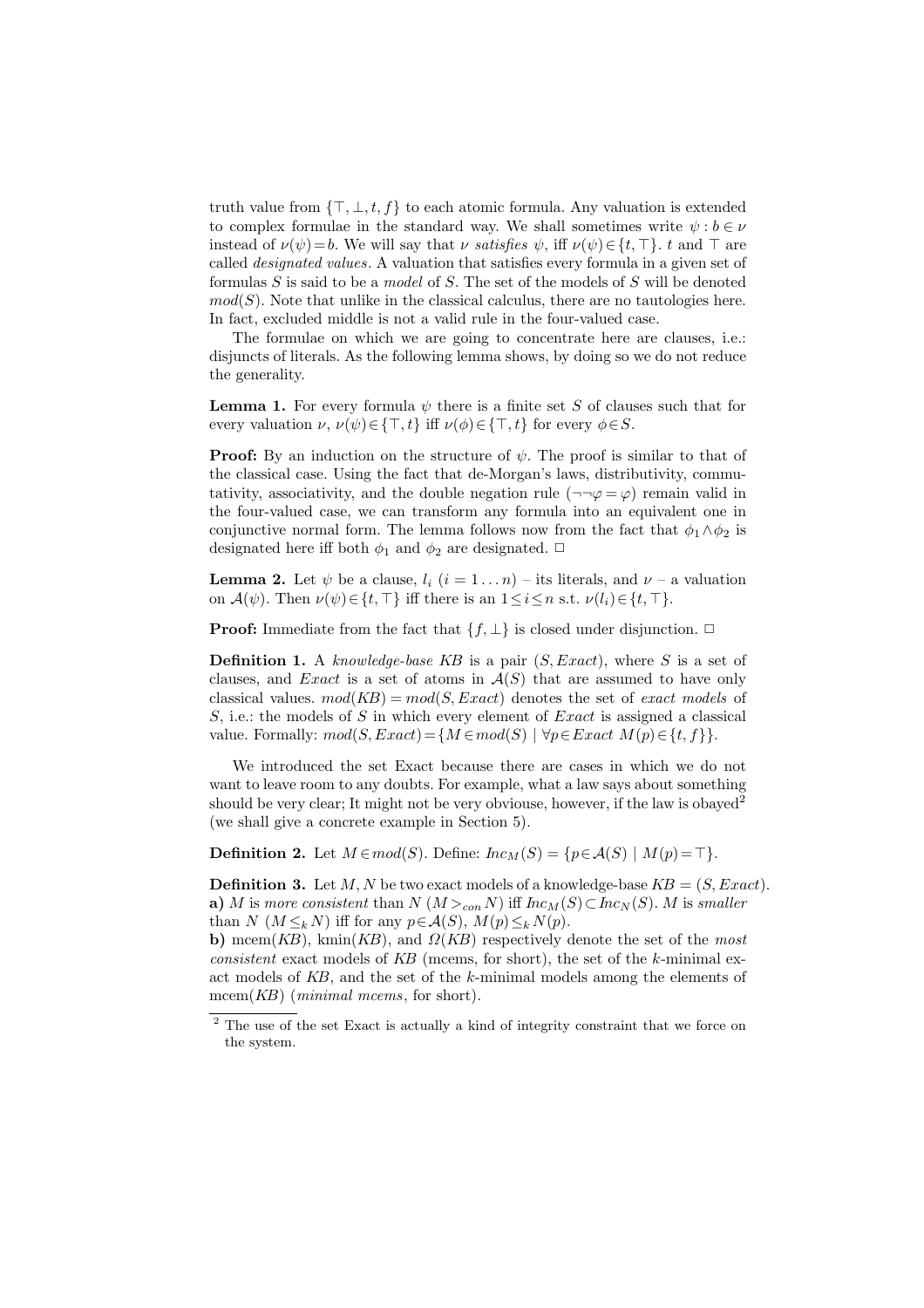truth value from $\{\top, \bot, t, f\}$ to each atomic formula. Any valuation is extended to complex formulae in the standard way. We shall sometimes write $\psi : b \in \nu$ instead of $\nu(\psi) = b$. We will say that $\nu$ *satisfies* $\psi$, iff $\nu(\psi) \in \{t, \top\}$. $t$ and $\top$ are called *designated values*. A valuation that satisfies every formula in a given set of formulas $S$ is said to be a *model* of $S$. The set of the models of $S$ will be denoted $mod(S)$. Note that unlike in the classical calculus, there are no tautologies here. In fact, excluded middle is not a valid rule in the four-valued case.

The formulae on which we are going to concentrate here are clauses, i.e.: disjuncts of literals. As the following lemma shows, by doing so we do not reduce the generality.

**Lemma 1.** For every formula $\psi$ there is a finite set $S$ of clauses such that for every valuation $\nu$, $\nu(\psi) \in \{\top, t\}$ iff $\nu(\phi) \in \{\top, t\}$ for every $\phi \in S$.

**Proof:** By an induction on the structure of $\psi$. The proof is similar to that of the classical case. Using the fact that de-Morgan's laws, distributivity, commutativity, associativity, and the double negation rule ($\neg\neg\varphi = \varphi$) remain valid in the four-valued case, we can transform any formula into an equivalent one in conjunctive normal form. The lemma follows now from the fact that $\phi_1 \wedge \phi_2$ is designated here iff both $\phi_1$ and $\phi_2$ are designated. □

**Lemma 2.** Let $\psi$ be a clause, $l_i$ $(i = 1 \ldots n)$ – its literals, and $\nu$ – a valuation on $\mathcal{A}(\psi)$. Then $\nu(\psi) \in \{t, \top\}$ iff there is an $1 \leq i \leq n$ s.t. $\nu(l_i) \in \{t, \top\}$.

**Proof:** Immediate from the fact that $\{f, \bot\}$ is closed under disjunction. □

**Definition 1.** A *knowledge-base* $KB$ is a pair $(S, Exact)$, where $S$ is a set of clauses, and $Exact$ is a set of atoms in $\mathcal{A}(S)$ that are assumed to have only classical values. $mod(KB) = mod(S, Exact)$ denotes the set of *exact models* of $S$, i.e.: the models of $S$ in which every element of $Exact$ is assigned a classical value. Formally: $mod(S, Exact) = \{M \in mod(S) \mid \forall p \in Exact \; M(p) \in \{t, f\}\}$.

We introduced the set Exact because there are cases in which we do not want to leave room to any doubts. For example, what a law says about something should be very clear; It might not be very obviouse, however, if the law is obayed[2] (we shall give a concrete example in Section 5).

**Definition 2.** Let $M \in mod(S)$. Define: $Inc_M(S) = \{p \in \mathcal{A}(S) \mid M(p) = \top\}$.

**Definition 3.** Let $M, N$ be two exact models of a knowledge-base $KB = (S, Exact)$.
**a)** $M$ is *more consistent* than $N$ ($M >_{con} N$) iff $Inc_M(S) \subset Inc_N(S)$. $M$ is *smaller* than $N$ ($M \leq_k N$) iff for any $p \in \mathcal{A}(S)$, $M(p) \leq_k N(p)$.
**b)** mcem($KB$), kmin($KB$), and $\Omega(KB)$ respectively denote the set of the *most consistent* exact models of $KB$ (mcems, for short), the set of the $k$-minimal exact models of $KB$, and the set of the $k$-minimal models among the elements of mcem($KB$) (*minimal mcems*, for short).

[2] The use of the set Exact is actually a kind of integrity constraint that we force on the system.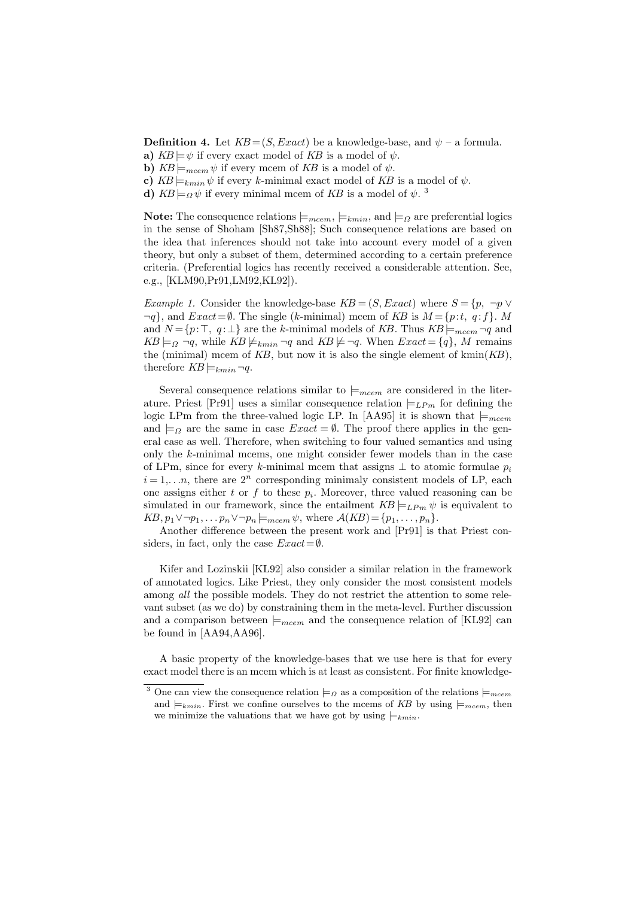**Definition 4.** Let $KB = (S, Exact)$ be a knowledge-base, and $\psi$ – a formula.
**a)** $KB \models \psi$ if every exact model of $KB$ is a model of $\psi$.
**b)** $KB \models_{mcem} \psi$ if every mcem of $KB$ is a model of $\psi$.
**c)** $KB \models_{kmin} \psi$ if every $k$-minimal exact model of $KB$ is a model of $\psi$.
**d)** $KB \models_{\Omega} \psi$ if every minimal mcem of $KB$ is a model of $\psi$. [3]

**Note:** The consequence relations $\models_{mcem}$, $\models_{kmin}$, and $\models_{\Omega}$ are preferential logics in the sense of Shoham [Sh87,Sh88]; Such consequence relations are based on the idea that inferences should not take into account every model of a given theory, but only a subset of them, determined according to a certain preference criteria. (Preferential logics has recently received a considerable attention. See, e.g., [KLM90,Pr91,LM92,KL92]).

*Example 1.* Consider the knowledge-base $KB = (S, Exact)$ where $S = \{p,\ \neg p \vee \neg q\}$, and $Exact = \emptyset$. The single ($k$-minimal) mcem of $KB$ is $M = \{p\!:\!t,\ q\!:\!f\}$. $M$ and $N = \{p\!:\!\top,\ q\!:\!\bot\}$ are the $k$-minimal models of $KB$. Thus $KB \models_{mcem} \neg q$ and $KB \models_{\Omega} \neg q$, while $KB \not\models_{kmin} \neg q$ and $KB \not\models \neg q$. When $Exact = \{q\}$, $M$ remains the (minimal) mcem of $KB$, but now it is also the single element of $\text{kmin}(KB)$, therefore $KB \models_{kmin} \neg q$.

Several consequence relations similar to $\models_{mcem}$ are considered in the literature. Priest [Pr91] uses a similar consequence relation $\models_{LPm}$ for defining the logic LPm from the three-valued logic LP. In [AA95] it is shown that $\models_{mcem}$ and $\models_{\Omega}$ are the same in case $Exact = \emptyset$. The proof there applies in the general case as well. Therefore, when switching to four valued semantics and using only the $k$-minimal mcems, one might consider fewer models than in the case of LPm, since for every $k$-minimal mcem that assigns $\bot$ to atomic formulae $p_i$ $i = 1, \ldots n$, there are $2^n$ corresponding minimaly consistent models of LP, each one assigns either $t$ or $f$ to these $p_i$. Moreover, three valued reasoning can be simulated in our framework, since the entailment $KB \models_{LPm} \psi$ is equivalent to $KB, p_1 \vee \neg p_1, \ldots p_n \vee \neg p_n \models_{mcem} \psi$, where $\mathcal{A}(KB) = \{p_1, \ldots, p_n\}$.

Another difference between the present work and [Pr91] is that Priest considers, in fact, only the case $Exact = \emptyset$.

Kifer and Lozinskii [KL92] also consider a similar relation in the framework of annotated logics. Like Priest, they only consider the most consistent models among *all* the possible models. They do not restrict the attention to some relevant subset (as we do) by constraining them in the meta-level. Further discussion and a comparison between $\models_{mcem}$ and the consequence relation of [KL92] can be found in [AA94,AA96].

A basic property of the knowledge-bases that we use here is that for every exact model there is an mcem which is at least as consistent. For finite knowledge-

---

[3] One can view the consequence relation $\models_{\Omega}$ as a composition of the relations $\models_{mcem}$ and $\models_{kmin}$. First we confine ourselves to the mcems of $KB$ by using $\models_{mcem}$, then we minimize the valuations that we have got by using $\models_{kmin}$.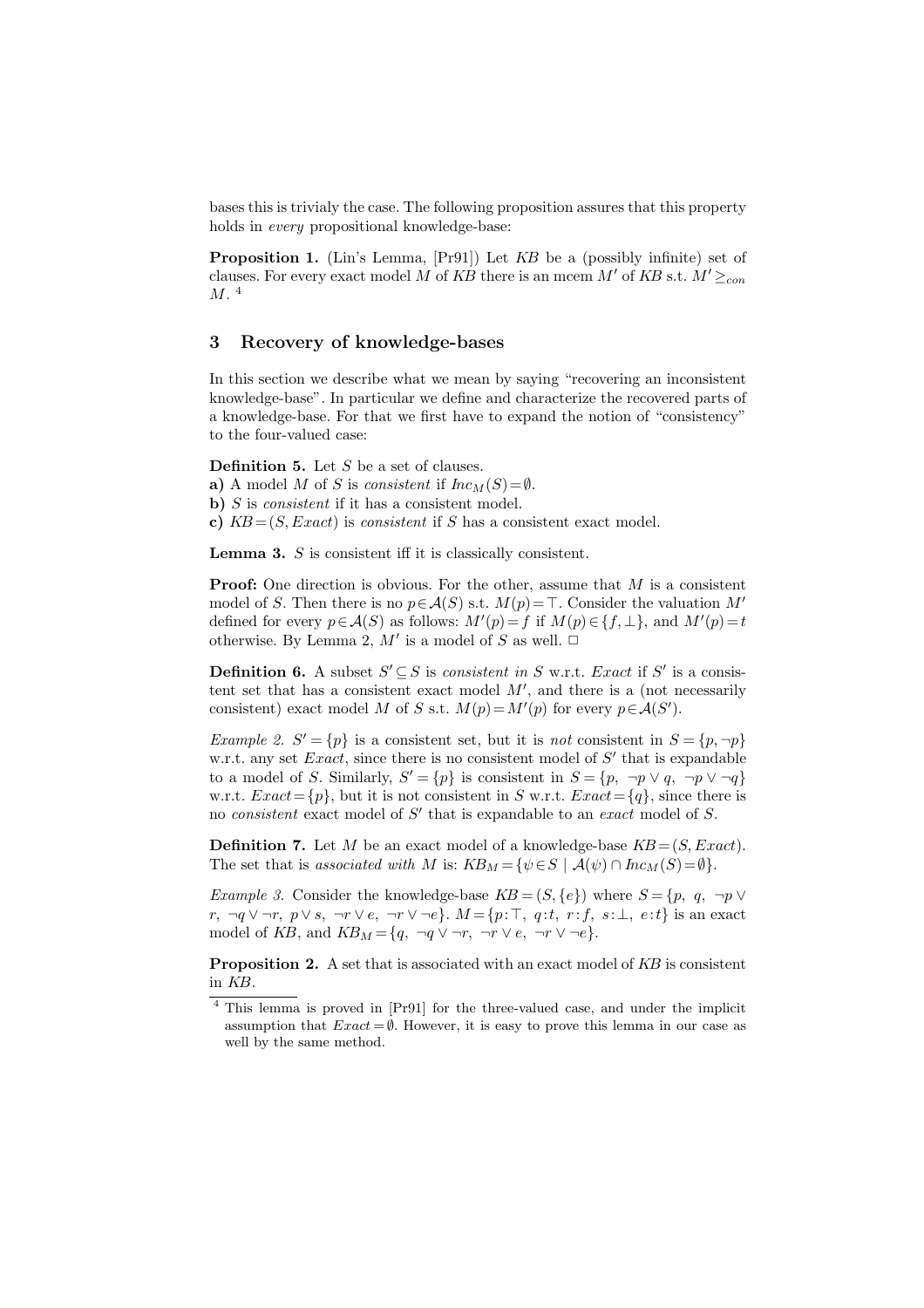bases this is trivialy the case. The following proposition assures that this property holds in *every* propositional knowledge-base:

**Proposition 1.** (Lin's Lemma, [Pr91]) Let $KB$ be a (possibly infinite) set of clauses. For every exact model $M$ of $KB$ there is an mcem $M'$ of $KB$ s.t. $M' \geq_{con} M$. [4]

## 3 Recovery of knowledge-bases

In this section we describe what we mean by saying "recovering an inconsistent knowledge-base". In particular we define and characterize the recovered parts of a knowledge-base. For that we first have to expand the notion of "consistency" to the four-valued case:

**Definition 5.** Let $S$ be a set of clauses.
**a)** A model $M$ of $S$ is *consistent* if $Inc_M(S) = \emptyset$.
**b)** $S$ is *consistent* if it has a consistent model.
**c)** $KB = (S, Exact)$ is *consistent* if $S$ has a consistent exact model.

**Lemma 3.** $S$ is consistent iff it is classically consistent.

**Proof:** One direction is obvious. For the other, assume that $M$ is a consistent model of $S$. Then there is no $p \in \mathcal{A}(S)$ s.t. $M(p) = \top$. Consider the valuation $M'$ defined for every $p \in \mathcal{A}(S)$ as follows: $M'(p) = f$ if $M(p) \in \{f, \bot\}$, and $M'(p) = t$ otherwise. By Lemma 2, $M'$ is a model of $S$ as well. □

**Definition 6.** A subset $S' \subseteq S$ is *consistent in* $S$ w.r.t. $Exact$ if $S'$ is a consistent set that has a consistent exact model $M'$, and there is a (not necessarily consistent) exact model $M$ of $S$ s.t. $M(p) = M'(p)$ for every $p \in \mathcal{A}(S')$.

*Example 2.* $S' = \{p\}$ is a consistent set, but it is *not* consistent in $S = \{p, \neg p\}$ w.r.t. any set $Exact$, since there is no consistent model of $S'$ that is expandable to a model of $S$. Similarly, $S' = \{p\}$ is consistent in $S = \{p,\ \neg p \vee q,\ \neg p \vee \neg q\}$ w.r.t. $Exact = \{p\}$, but it is not consistent in $S$ w.r.t. $Exact = \{q\}$, since there is no *consistent* exact model of $S'$ that is expandable to an *exact* model of $S$.

**Definition 7.** Let $M$ be an exact model of a knowledge-base $KB = (S, Exact)$. The set that is *associated with* $M$ is: $KB_M = \{\psi \in S \mid \mathcal{A}(\psi) \cap Inc_M(S) = \emptyset\}$.

*Example 3.* Consider the knowledge-base $KB = (S, \{e\})$ where $S = \{p,\ q,\ \neg p \vee r,\ \neg q \vee \neg r,\ p \vee s,\ \neg r \vee e,\ \neg r \vee \neg e\}$. $M = \{p{:}\top,\ q{:}t,\ r{:}f,\ s{:}\bot,\ e{:}t\}$ is an exact model of $KB$, and $KB_M = \{q,\ \neg q \vee \neg r,\ \neg r \vee e,\ \neg r \vee \neg e\}$.

**Proposition 2.** A set that is associated with an exact model of $KB$ is consistent in $KB$.

[4] This lemma is proved in [Pr91] for the three-valued case, and under the implicit assumption that $Exact = \emptyset$. However, it is easy to prove this lemma in our case as well by the same method.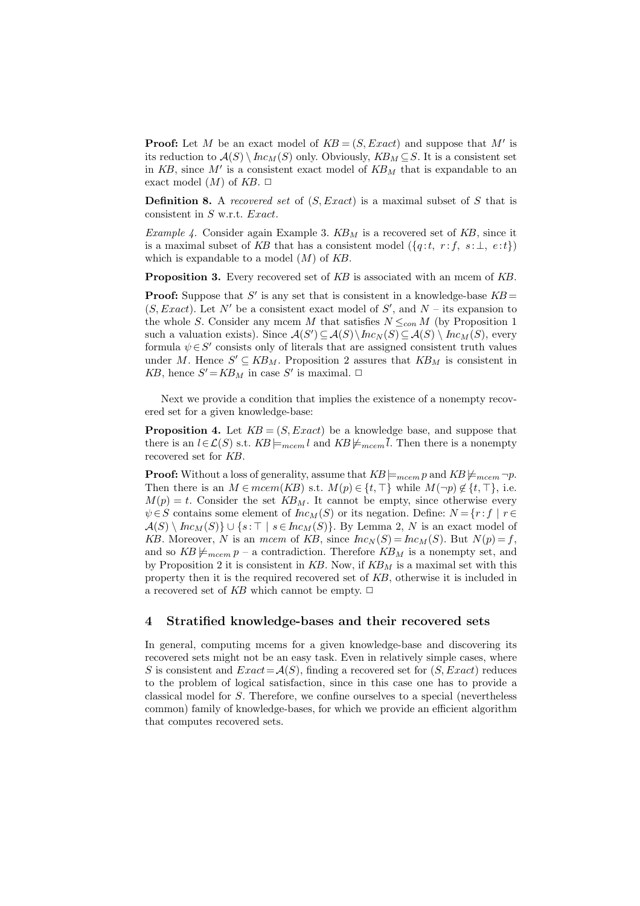**Proof:** Let $M$ be an exact model of $KB = (S, Exact)$ and suppose that $M'$ is its reduction to $\mathcal{A}(S) \setminus Inc_M(S)$ only. Obviously, $KB_M \subseteq S$. It is a consistent set in $KB$, since $M'$ is a consistent exact model of $KB_M$ that is expandable to an exact model ($M$) of $KB$. □

**Definition 8.** A *recovered set* of $(S, Exact)$ is a maximal subset of $S$ that is consistent in $S$ w.r.t. $Exact$.

*Example 4.* Consider again Example 3. $KB_M$ is a recovered set of $KB$, since it is a maximal subset of $KB$ that has a consistent model ($\{q\!:\!t,\ r\!:\!f,\ s\!:\!\bot,\ e\!:\!t\}$) which is expandable to a model ($M$) of $KB$.

**Proposition 3.** Every recovered set of $KB$ is associated with an mcem of $KB$.

**Proof:** Suppose that $S'$ is any set that is consistent in a knowledge-base $KB = (S, Exact)$. Let $N'$ be a consistent exact model of $S'$, and $N$ – its expansion to the whole $S$. Consider any mcem $M$ that satisfies $N \leq_{con} M$ (by Proposition 1 such a valuation exists). Since $\mathcal{A}(S') \subseteq \mathcal{A}(S) \setminus Inc_N(S) \subseteq \mathcal{A}(S) \setminus Inc_M(S)$, every formula $\psi \in S'$ consists only of literals that are assigned consistent truth values under $M$. Hence $S' \subseteq KB_M$. Proposition 2 assures that $KB_M$ is consistent in $KB$, hence $S' = KB_M$ in case $S'$ is maximal. □

Next we provide a condition that implies the existence of a nonempty recovered set for a given knowledge-base:

**Proposition 4.** Let $KB = (S, Exact)$ be a knowledge base, and suppose that there is an $l \in \mathcal{L}(S)$ s.t. $KB \models_{mcem} l$ and $KB \not\models_{mcem} \overline{l}$. Then there is a nonempty recovered set for $KB$.

**Proof:** Without a loss of generality, assume that $KB \models_{mcem} p$ and $KB \not\models_{mcem} \neg p$. Then there is an $M \in mcem(KB)$ s.t. $M(p) \in \{t, \top\}$ while $M(\neg p) \notin \{t, \top\}$, i.e. $M(p) = t$. Consider the set $KB_M$. It cannot be empty, since otherwise every $\psi \in S$ contains some element of $Inc_M(S)$ or its negation. Define: $N = \{r\!:\!f \mid r \in \mathcal{A}(S) \setminus Inc_M(S)\} \cup \{s\!:\!\top \mid s \in Inc_M(S)\}$. By Lemma 2, $N$ is an exact model of $KB$. Moreover, $N$ is an *mcem* of $KB$, since $Inc_N(S) = Inc_M(S)$. But $N(p) = f$, and so $KB \not\models_{mcem} p$ – a contradiction. Therefore $KB_M$ is a nonempty set, and by Proposition 2 it is consistent in $KB$. Now, if $KB_M$ is a maximal set with this property then it is the required recovered set of $KB$, otherwise it is included in a recovered set of $KB$ which cannot be empty. □

## 4 Stratified knowledge-bases and their recovered sets

In general, computing mcems for a given knowledge-base and discovering its recovered sets might not be an easy task. Even in relatively simple cases, where $S$ is consistent and $Exact = \mathcal{A}(S)$, finding a recovered set for $(S, Exact)$ reduces to the problem of logical satisfaction, since in this case one has to provide a classical model for $S$. Therefore, we confine ourselves to a special (nevertheless common) family of knowledge-bases, for which we provide an efficient algorithm that computes recovered sets.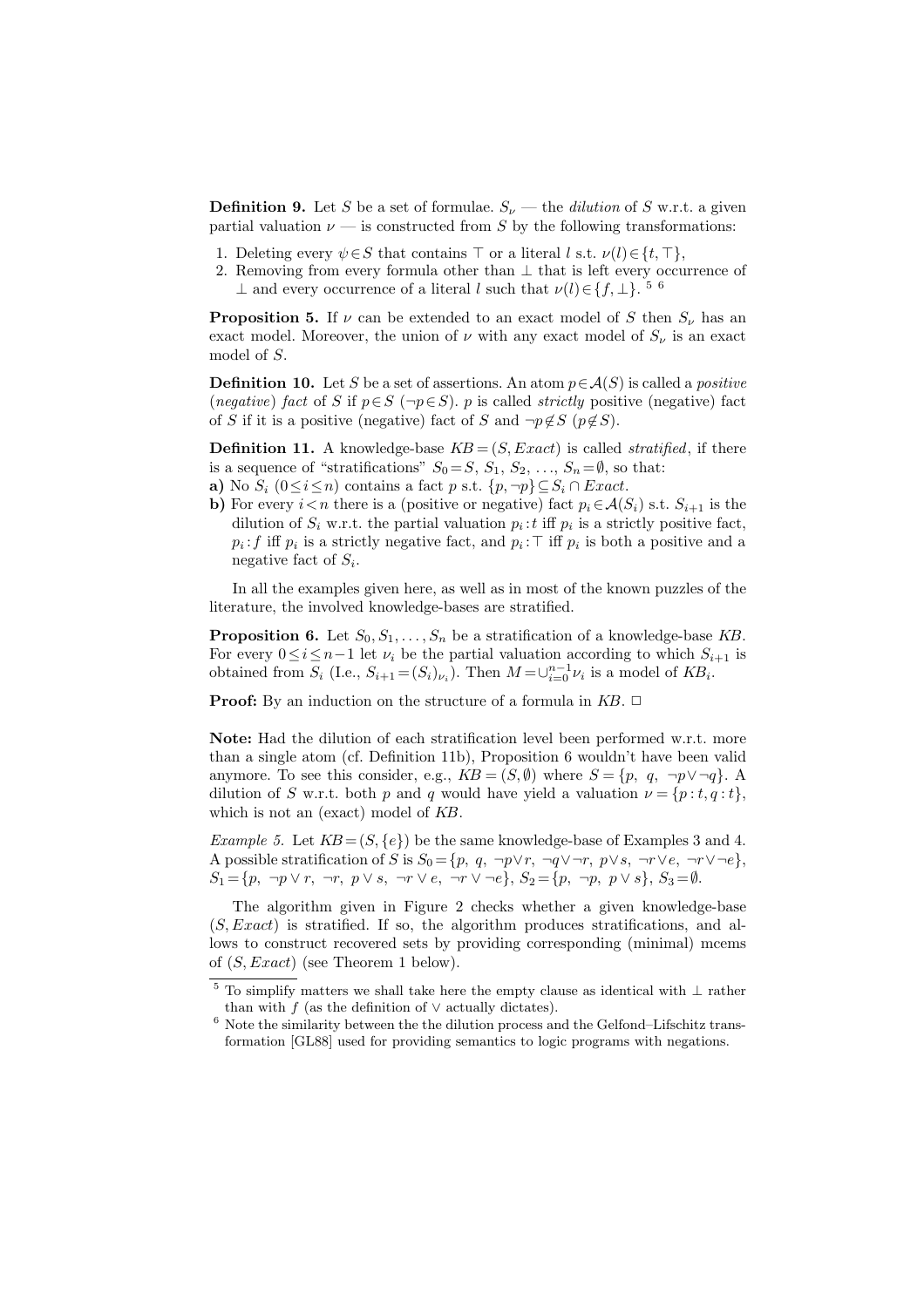**Definition 9.** Let $S$ be a set of formulae. $S_\nu$ — the *dilution* of $S$ w.r.t. a given partial valuation $\nu$ — is constructed from $S$ by the following transformations:

1. Deleting every $\psi \in S$ that contains $\top$ or a literal $l$ s.t. $\nu(l) \in \{t, \top\}$,
2. Removing from every formula other than $\perp$ that is left every occurrence of $\perp$ and every occurrence of a literal $l$ such that $\nu(l) \in \{f, \perp\}$. [5] [6]

**Proposition 5.** If $\nu$ can be extended to an exact model of $S$ then $S_\nu$ has an exact model. Moreover, the union of $\nu$ with any exact model of $S_\nu$ is an exact model of $S$.

**Definition 10.** Let $S$ be a set of assertions. An atom $p \in \mathcal{A}(S)$ is called a *positive* (*negative*) *fact* of $S$ if $p \in S$ ($\neg p \in S$). $p$ is called *strictly* positive (negative) fact of $S$ if it is a positive (negative) fact of $S$ and $\neg p \notin S$ ($p \notin S$).

**Definition 11.** A knowledge-base $KB = (S, Exact)$ is called *stratified*, if there is a sequence of "stratifications" $S_0 = S$, $S_1$, $S_2$, $\ldots$, $S_n = \emptyset$, so that:
**a)** No $S_i$ $(0 \leq i \leq n)$ contains a fact $p$ s.t. $\{p, \neg p\} \subseteq S_i \cap Exact$.
**b)** For every $i < n$ there is a (positive or negative) fact $p_i \in \mathcal{A}(S_i)$ s.t. $S_{i+1}$ is the dilution of $S_i$ w.r.t. the partial valuation $p_i : t$ iff $p_i$ is a strictly positive fact, $p_i : f$ iff $p_i$ is a strictly negative fact, and $p_i : \top$ iff $p_i$ is both a positive and a negative fact of $S_i$.

In all the examples given here, as well as in most of the known puzzles of the literature, the involved knowledge-bases are stratified.

**Proposition 6.** Let $S_0, S_1, \ldots, S_n$ be a stratification of a knowledge-base $KB$. For every $0 \leq i \leq n-1$ let $\nu_i$ be the partial valuation according to which $S_{i+1}$ is obtained from $S_i$ (I.e., $S_{i+1} = (S_i)_{\nu_i}$). Then $M = \cup_{i=0}^{n-1} \nu_i$ is a model of $KB_i$.

**Proof:** By an induction on the structure of a formula in $KB$. □

**Note:** Had the dilution of each stratification level been performed w.r.t. more than a single atom (cf. Definition 11b), Proposition 6 wouldn't have been valid anymore. To see this consider, e.g., $KB = (S, \emptyset)$ where $S = \{p, \ q, \ \neg p \vee \neg q\}$. A dilution of $S$ w.r.t. both $p$ and $q$ would have yield a valuation $\nu = \{p : t, q : t\}$, which is not an (exact) model of $KB$.

*Example 5.* Let $KB = (S, \{e\})$ be the same knowledge-base of Examples 3 and 4. A possible stratification of $S$ is $S_0 = \{p, \ q, \ \neg p \vee r, \ \neg q \vee \neg r, \ p \vee s, \ \neg r \vee e, \ \neg r \vee \neg e\}$, $S_1 = \{p, \ \neg p \vee r, \ \neg r, \ p \vee s, \ \neg r \vee e, \ \neg r \vee \neg e\}$, $S_2 = \{p, \ \neg p, \ p \vee s\}$, $S_3 = \emptyset$.

The algorithm given in Figure 2 checks whether a given knowledge-base $(S, Exact)$ is stratified. If so, the algorithm produces stratifications, and allows to construct recovered sets by providing corresponding (minimal) mcems of $(S, Exact)$ (see Theorem 1 below).

[5] To simplify matters we shall take here the empty clause as identical with $\perp$ rather than with $f$ (as the definition of $\vee$ actually dictates).

[6] Note the similarity between the the dilution process and the Gelfond–Lifschitz transformation [GL88] used for providing semantics to logic programs with negations.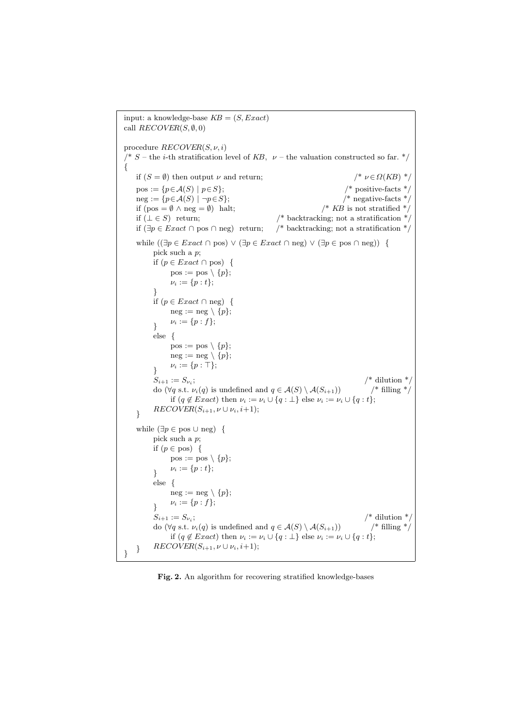```
input: a knowledge-base KB = (S, Exact)
call RECOVER(S, ∅, 0)

procedure RECOVER(S, ν, i)
/* S – the i-th stratification level of KB,  ν – the valuation constructed so far. */
{
    if (S = ∅) then output ν and return;                              /* ν ∈ Ω(KB) */
    pos := {p ∈ A(S) | p ∈ S};                                        /* positive-facts */
    neg := {p ∈ A(S) | ¬p ∈ S};                                       /* negative-facts */
    if (pos = ∅ ∧ neg = ∅)  halt;                                     /* KB is not stratified */
    if (⊥ ∈ S)  return;                                 /* backtracking; not a stratification */
    if (∃p ∈ Exact ∩ pos ∩ neg)  return;                /* backtracking; not a stratification */

    while ((∃p ∈ Exact ∩ pos) ∨ (∃p ∈ Exact ∩ neg) ∨ (∃p ∈ pos ∩ neg))  {
        pick such a p;
        if (p ∈ Exact ∩ pos)  {
            pos := pos \ {p};
            ν_i := {p : t};
        }
        if (p ∈ Exact ∩ neg)  {
            neg := neg \ {p};
            ν_i := {p : f};
        }
        else  {
            pos := pos \ {p};
            neg := neg \ {p};
            ν_i := {p : ⊤};
        }
        S_{i+1} := S_{ν_i};                                                  /* dilution */
        do (∀q s.t. ν_i(q) is undefined and q ∈ A(S) \ A(S_{i+1}))           /* filling */
            if (q ∉ Exact) then ν_i := ν_i ∪ {q : ⊥} else ν_i := ν_i ∪ {q : t};
        RECOVER(S_{i+1}, ν ∪ ν_i, i+1);
    }

    while (∃p ∈ pos ∪ neg)  {
        pick such a p;
        if (p ∈ pos)  {
            pos := pos \ {p};
            ν_i := {p : t};
        }
        else  {
            neg := neg \ {p};
            ν_i := {p : f};
        }
        S_{i+1} := S_{ν_i};                                                  /* dilution */
        do (∀q s.t. ν_i(q) is undefined and q ∈ A(S) \ A(S_{i+1}))           /* filling */
            if (q ∉ Exact) then ν_i := ν_i ∪ {q : ⊥} else ν_i := ν_i ∪ {q : t};
        RECOVER(S_{i+1}, ν ∪ ν_i, i+1);
    }
}
```

**Fig. 2.** An algorithm for recovering stratified knowledge-bases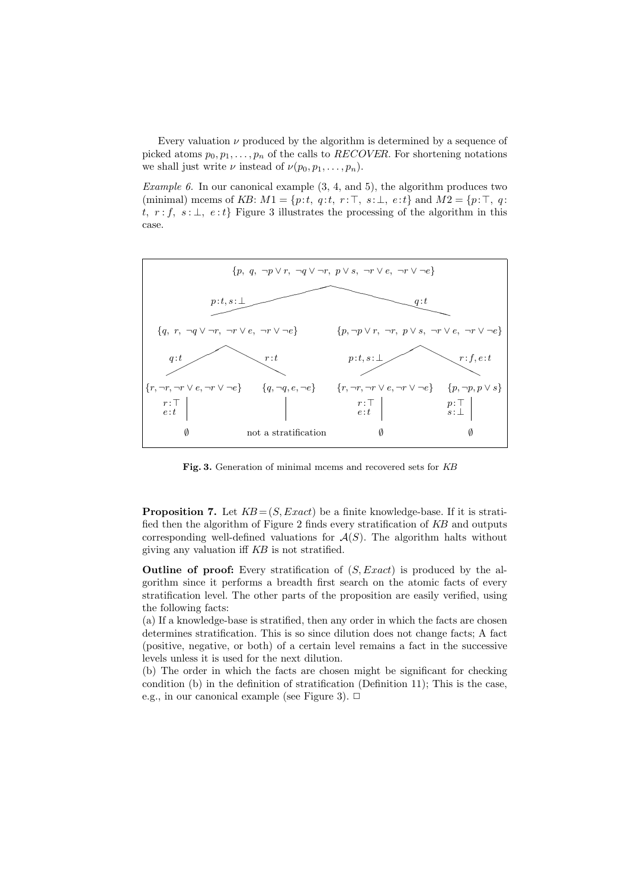Every valuation $\nu$ produced by the algorithm is determined by a sequence of picked atoms $p_0, p_1, \ldots, p_n$ of the calls to *RECOVER*. For shortening notations we shall just write $\nu$ instead of $\nu(p_0, p_1, \ldots, p_n)$.

*Example 6.* In our canonical example (3, 4, and 5), the algorithm produces two (minimal) mcems of *KB*: $M1 = \{p{:}t,\ q{:}t,\ r{:}\top,\ s{:}\bot,\ e{:}t\}$ and $M2 = \{p{:}\top,\ q{:}t,\ r{:}f,\ s{:}\bot,\ e{:}t\}$ Figure 3 illustrates the processing of the algorithm in this case.

$\{p,\ q,\ \neg p \vee r,\ \neg q \vee \neg r,\ p \vee s,\ \neg r \vee e,\ \neg r \vee \neg e\}$

- $p{:}t, s{:}\bot$ → $\{q,\ r,\ \neg q \vee \neg r,\ \neg r \vee e,\ \neg r \vee \neg e\}$
  - $q{:}t$ → $\{r, \neg r, \neg r \vee e, \neg r \vee \neg e\}$ → $r{:}\top$, $e{:}t$ → $\emptyset$
  - $r{:}t$ → $\{q, \neg q, e, \neg e\}$ → not a stratification
- $q{:}t$ → $\{p, \neg p \vee r,\ \neg r,\ p \vee s,\ \neg r \vee e,\ \neg r \vee \neg e\}$
  - $p{:}t, s{:}\bot$ → $\{r, \neg r, \neg r \vee e, \neg r \vee \neg e\}$ → $r{:}\top$, $e{:}t$ → $\emptyset$
  - $r{:}f, e{:}t$ → $\{p, \neg p, p \vee s\}$ → $p{:}\top$, $s{:}\bot$ → $\emptyset$

**Fig. 3.** Generation of minimal mcems and recovered sets for *KB*

**Proposition 7.** Let $KB = (S, Exact)$ be a finite knowledge-base. If it is stratified then the algorithm of Figure 2 finds every stratification of *KB* and outputs corresponding well-defined valuations for $\mathcal{A}(S)$. The algorithm halts without giving any valuation iff *KB* is not stratified.

**Outline of proof:** Every stratification of $(S, Exact)$ is produced by the algorithm since it performs a breadth first search on the atomic facts of every stratification level. The other parts of the proposition are easily verified, using the following facts:
(a) If a knowledge-base is stratified, then any order in which the facts are chosen determines stratification. This is so since dilution does not change facts; A fact (positive, negative, or both) of a certain level remains a fact in the successive levels unless it is used for the next dilution.
(b) The order in which the facts are chosen might be significant for checking condition (b) in the definition of stratification (Definition 11); This is the case, e.g., in our canonical example (see Figure 3). $\Box$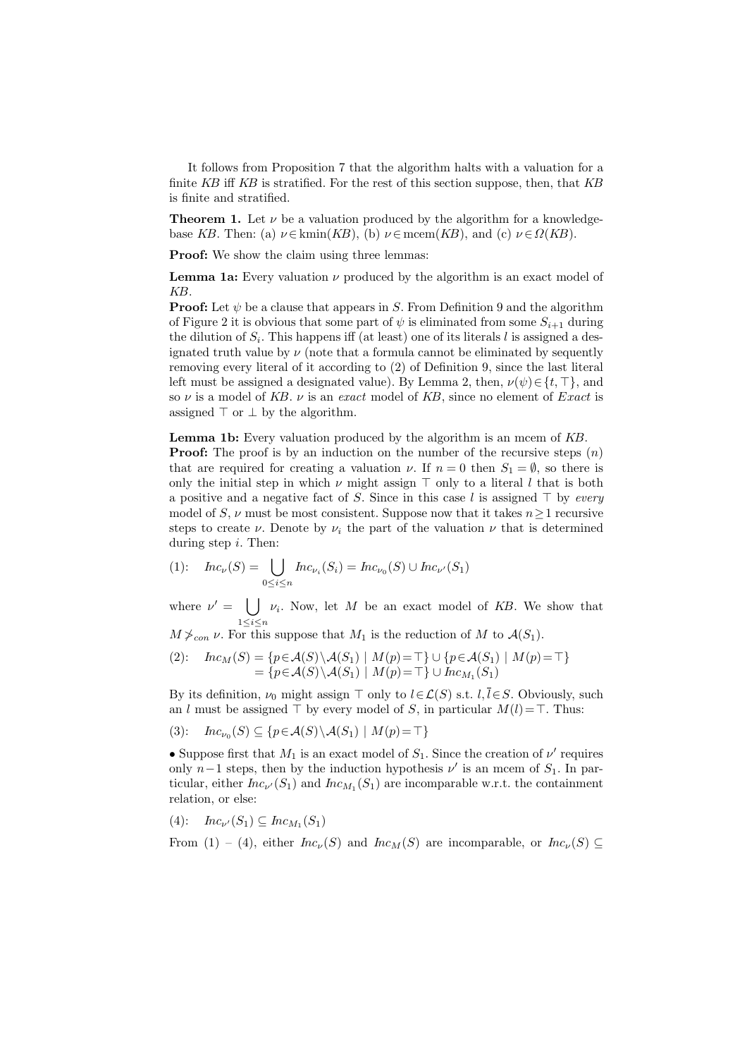It follows from Proposition 7 that the algorithm halts with a valuation for a finite $KB$ iff $KB$ is stratified. For the rest of this section suppose, then, that $KB$ is finite and stratified.

**Theorem 1.** Let $\nu$ be a valuation produced by the algorithm for a knowledge-base $KB$. Then: (a) $\nu \in \mathrm{kmin}(KB)$, (b) $\nu \in \mathrm{mcem}(KB)$, and (c) $\nu \in \Omega(KB)$.

**Proof:** We show the claim using three lemmas:

**Lemma 1a:** Every valuation $\nu$ produced by the algorithm is an exact model of $KB$.
**Proof:** Let $\psi$ be a clause that appears in $S$. From Definition 9 and the algorithm of Figure 2 it is obvious that some part of $\psi$ is eliminated from some $S_{i+1}$ during the dilution of $S_i$. This happens iff (at least) one of its literals $l$ is assigned a designated truth value by $\nu$ (note that a formula cannot be eliminated by sequently removing every literal of it according to (2) of Definition 9, since the last literal left must be assigned a designated value). By Lemma 2, then, $\nu(\psi) \in \{t, \top\}$, and so $\nu$ is a model of $KB$. $\nu$ is an *exact* model of $KB$, since no element of *Exact* is assigned $\top$ or $\bot$ by the algorithm.

**Lemma 1b:** Every valuation produced by the algorithm is an mcem of $KB$.
**Proof:** The proof is by an induction on the number of the recursive steps ($n$) that are required for creating a valuation $\nu$. If $n = 0$ then $S_1 = \emptyset$, so there is only the initial step in which $\nu$ might assign $\top$ only to a literal $l$ that is both a positive and a negative fact of $S$. Since in this case $l$ is assigned $\top$ by *every* model of $S$, $\nu$ must be most consistent. Suppose now that it takes $n \geq 1$ recursive steps to create $\nu$. Denote by $\nu_i$ the part of the valuation $\nu$ that is determined during step $i$. Then:

$$(1): \quad \mathit{Inc}_\nu(S) = \bigcup_{0 \leq i \leq n} \mathit{Inc}_{\nu_i}(S_i) = \mathit{Inc}_{\nu_0}(S) \cup \mathit{Inc}_{\nu'}(S_1)$$

where $\nu' = \bigcup_{1 \leq i \leq n} \nu_i$. Now, let $M$ be an exact model of $KB$. We show that $M \not>_{con} \nu$. For this suppose that $M_1$ is the reduction of $M$ to $\mathcal{A}(S_1)$.

$$\begin{aligned}(2): \quad \mathit{Inc}_M(S) &= \{p \in \mathcal{A}(S) \setminus \mathcal{A}(S_1) \mid M(p) = \top\} \cup \{p \in \mathcal{A}(S_1) \mid M(p) = \top\} \\ &= \{p \in \mathcal{A}(S) \setminus \mathcal{A}(S_1) \mid M(p) = \top\} \cup \mathit{Inc}_{M_1}(S_1)\end{aligned}$$

By its definition, $\nu_0$ might assign $\top$ only to $l \in \mathcal{L}(S)$ s.t. $l, \overline{l} \in S$. Obviously, such an $l$ must be assigned $\top$ by every model of $S$, in particular $M(l) = \top$. Thus:

$$(3): \quad \mathit{Inc}_{\nu_0}(S) \subseteq \{p \in \mathcal{A}(S) \setminus \mathcal{A}(S_1) \mid M(p) = \top\}$$

• Suppose first that $M_1$ is an exact model of $S_1$. Since the creation of $\nu'$ requires only $n-1$ steps, then by the induction hypothesis $\nu'$ is an mcem of $S_1$. In particular, either $\mathit{Inc}_{\nu'}(S_1)$ and $\mathit{Inc}_{M_1}(S_1)$ are incomparable w.r.t. the containment relation, or else:

$$(4): \quad \mathit{Inc}_{\nu'}(S_1) \subseteq \mathit{Inc}_{M_1}(S_1)$$

From (1) – (4), either $\mathit{Inc}_\nu(S)$ and $\mathit{Inc}_M(S)$ are incomparable, or $\mathit{Inc}_\nu(S) \subseteq$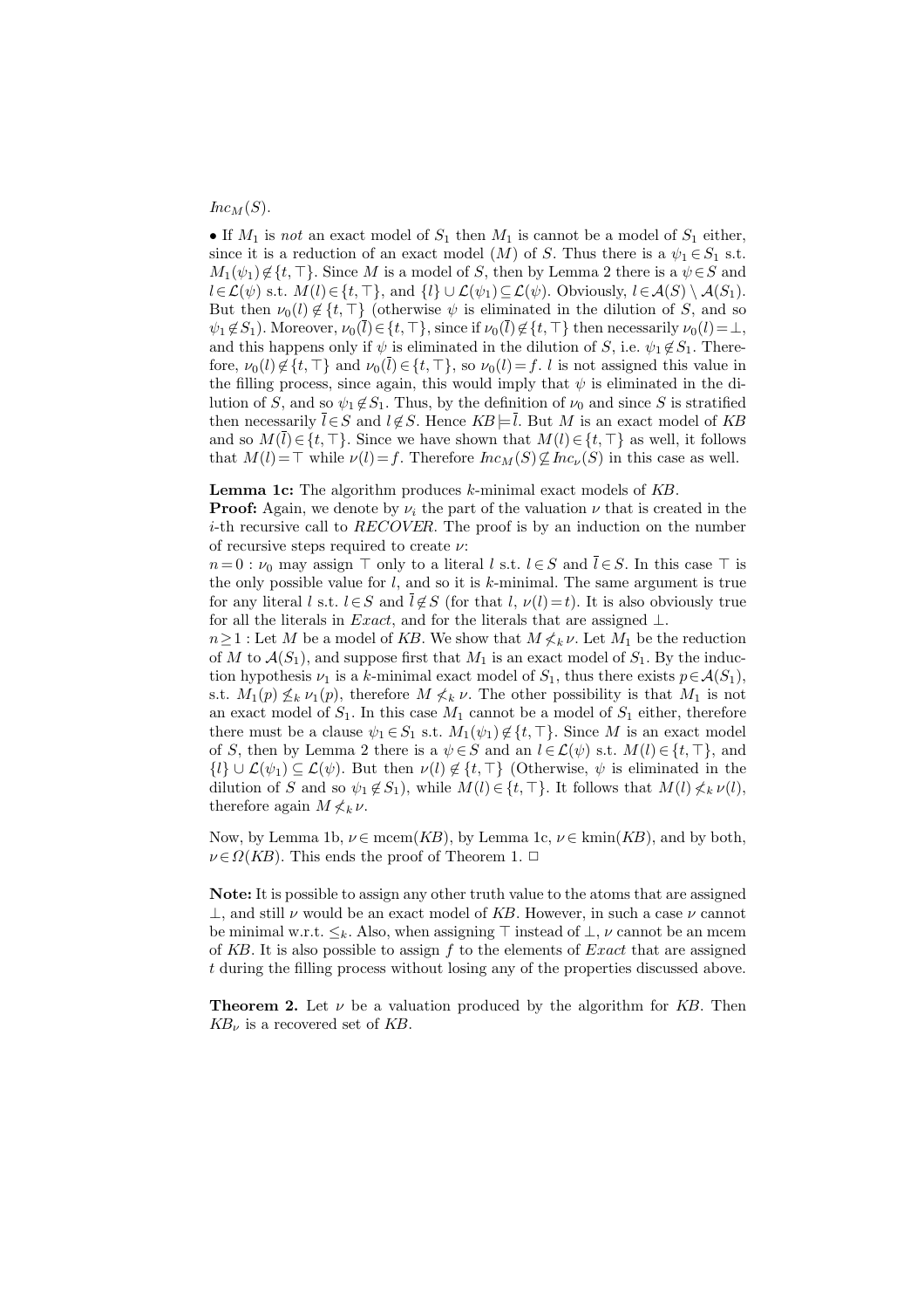$Inc_M(S)$.

• If $M_1$ is *not* an exact model of $S_1$ then $M_1$ is cannot be a model of $S_1$ either, since it is a reduction of an exact model ($M$) of $S$. Thus there is a $\psi_1 \in S_1$ s.t. $M_1(\psi_1) \notin \{t, \top\}$. Since $M$ is a model of $S$, then by Lemma 2 there is a $\psi \in S$ and $l \in \mathcal{L}(\psi)$ s.t. $M(l) \in \{t, \top\}$, and $\{l\} \cup \mathcal{L}(\psi_1) \subseteq \mathcal{L}(\psi)$. Obviously, $l \in \mathcal{A}(S) \setminus \mathcal{A}(S_1)$. But then $\nu_0(l) \notin \{t, \top\}$ (otherwise $\psi$ is eliminated in the dilution of $S$, and so $\psi_1 \notin S_1$). Moreover, $\nu_0(\overline{l}) \in \{t, \top\}$, since if $\nu_0(\overline{l}) \notin \{t, \top\}$ then necessarily $\nu_0(l) = \bot$, and this happens only if $\psi$ is eliminated in the dilution of $S$, i.e. $\psi_1 \notin S_1$. Therefore, $\nu_0(l) \notin \{t, \top\}$ and $\nu_0(\overline{l}) \in \{t, \top\}$, so $\nu_0(l) = f$. $l$ is not assigned this value in the filling process, since again, this would imply that $\psi$ is eliminated in the dilution of $S$, and so $\psi_1 \notin S_1$. Thus, by the definition of $\nu_0$ and since $S$ is stratified then necessarily $\overline{l} \in S$ and $l \notin S$. Hence $KB \models \overline{l}$. But $M$ is an exact model of $KB$ and so $M(\overline{l}) \in \{t, \top\}$. Since we have shown that $M(l) \in \{t, \top\}$ as well, it follows that $M(l) = \top$ while $\nu(l) = f$. Therefore $Inc_M(S) \not\subseteq Inc_\nu(S)$ in this case as well.

**Lemma 1c:** The algorithm produces $k$-minimal exact models of $KB$.

**Proof:** Again, we denote by $\nu_i$ the part of the valuation $\nu$ that is created in the $i$-th recursive call to *RECOVER*. The proof is by an induction on the number of recursive steps required to create $\nu$:

$n = 0$ : $\nu_0$ may assign $\top$ only to a literal $l$ s.t. $l \in S$ and $\overline{l} \in S$. In this case $\top$ is the only possible value for $l$, and so it is $k$-minimal. The same argument is true for any literal $l$ s.t. $l \in S$ and $\overline{l} \notin S$ (for that $l$, $\nu(l) = t$). It is also obviously true for all the literals in *Exact*, and for the literals that are assigned $\bot$.

$n \geq 1$ : Let $M$ be a model of $KB$. We show that $M \not<_k \nu$. Let $M_1$ be the reduction of $M$ to $\mathcal{A}(S_1)$, and suppose first that $M_1$ is an exact model of $S_1$. By the induction hypothesis $\nu_1$ is a $k$-minimal exact model of $S_1$, thus there exists $p \in \mathcal{A}(S_1)$, s.t. $M_1(p) \not\leq_k \nu_1(p)$, therefore $M \not<_k \nu$. The other possibility is that $M_1$ is not an exact model of $S_1$. In this case $M_1$ cannot be a model of $S_1$ either, therefore there must be a clause $\psi_1 \in S_1$ s.t. $M_1(\psi_1) \notin \{t, \top\}$. Since $M$ is an exact model of $S$, then by Lemma 2 there is a $\psi \in S$ and an $l \in \mathcal{L}(\psi)$ s.t. $M(l) \in \{t, \top\}$, and $\{l\} \cup \mathcal{L}(\psi_1) \subseteq \mathcal{L}(\psi)$. But then $\nu(l) \notin \{t, \top\}$ (Otherwise, $\psi$ is eliminated in the dilution of $S$ and so $\psi_1 \notin S_1$), while $M(l) \in \{t, \top\}$. It follows that $M(l) \not<_k \nu(l)$, therefore again $M \not<_k \nu$.

Now, by Lemma 1b, $\nu \in$ mcem$(KB)$, by Lemma 1c, $\nu \in$ kmin$(KB)$, and by both, $\nu \in \Omega(KB)$. This ends the proof of Theorem 1. $\Box$

**Note:** It is possible to assign any other truth value to the atoms that are assigned $\bot$, and still $\nu$ would be an exact model of $KB$. However, in such a case $\nu$ cannot be minimal w.r.t. $\leq_k$. Also, when assigning $\top$ instead of $\bot$, $\nu$ cannot be an mcem of $KB$. It is also possible to assign $f$ to the elements of *Exact* that are assigned $t$ during the filling process without losing any of the properties discussed above.

**Theorem 2.** Let $\nu$ be a valuation produced by the algorithm for $KB$. Then $KB_\nu$ is a recovered set of $KB$.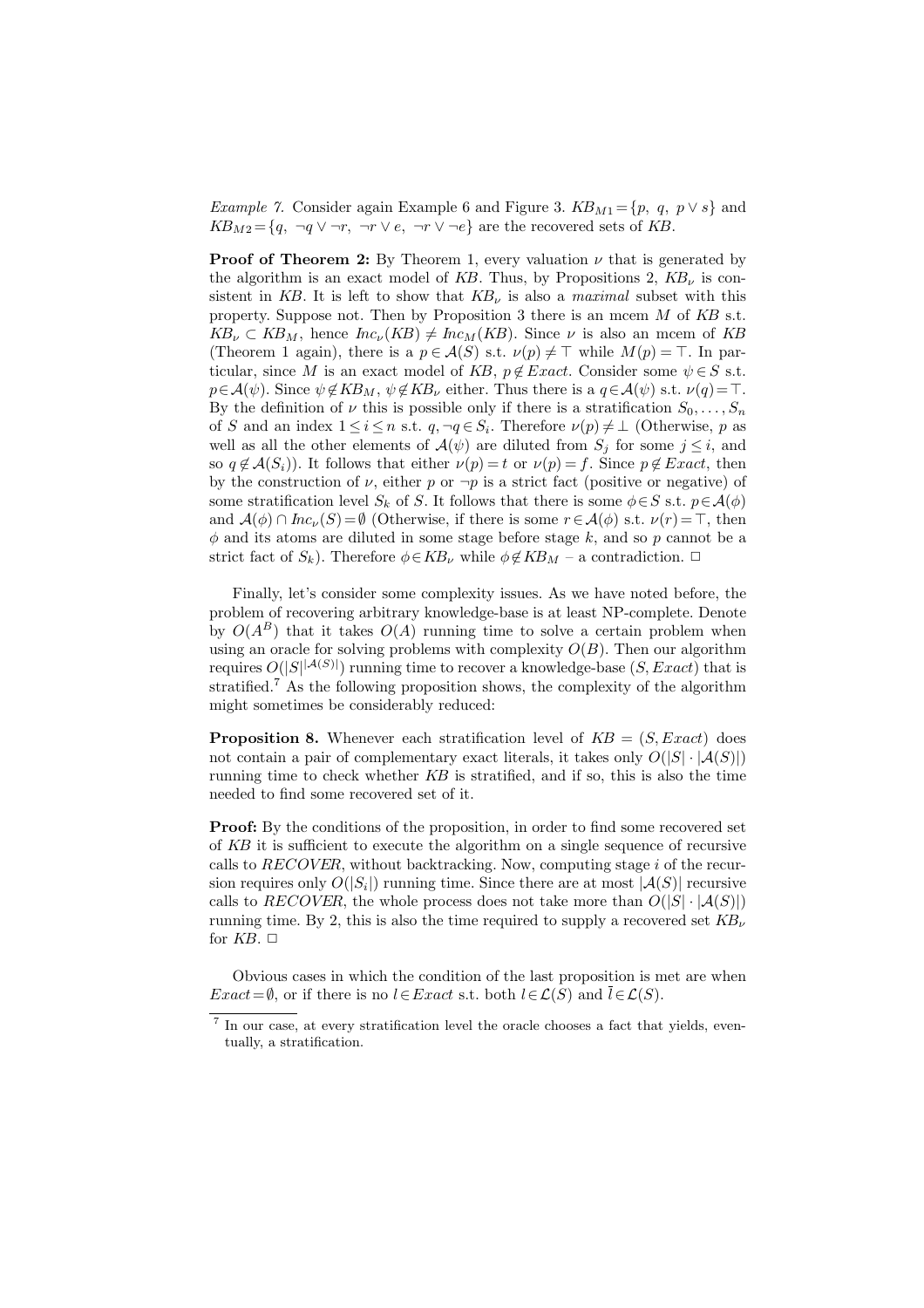*Example 7.* Consider again Example 6 and Figure 3. $KB_{M1} = \{p,\ q,\ p \vee s\}$ and $KB_{M2} = \{q,\ \neg q \vee \neg r,\ \neg r \vee e,\ \neg r \vee \neg e\}$ are the recovered sets of $KB$.

**Proof of Theorem 2:** By Theorem 1, every valuation $\nu$ that is generated by the algorithm is an exact model of $KB$. Thus, by Propositions 2, $KB_\nu$ is consistent in $KB$. It is left to show that $KB_\nu$ is also a *maximal* subset with this property. Suppose not. Then by Proposition 3 there is an mcem $M$ of $KB$ s.t. $KB_\nu \subset KB_M$, hence $Inc_\nu(KB) \neq Inc_M(KB)$. Since $\nu$ is also an mcem of $KB$ (Theorem 1 again), there is a $p \in \mathcal{A}(S)$ s.t. $\nu(p) \neq \top$ while $M(p) = \top$. In particular, since $M$ is an exact model of $KB$, $p \notin Exact$. Consider some $\psi \in S$ s.t. $p \in \mathcal{A}(\psi)$. Since $\psi \notin KB_M$, $\psi \notin KB_\nu$ either. Thus there is a $q \in \mathcal{A}(\psi)$ s.t. $\nu(q) = \top$. By the definition of $\nu$ this is possible only if there is a stratification $S_0, \ldots, S_n$ of $S$ and an index $1 \leq i \leq n$ s.t. $q, \neg q \in S_i$. Therefore $\nu(p) \neq \bot$ (Otherwise, $p$ as well as all the other elements of $\mathcal{A}(\psi)$ are diluted from $S_j$ for some $j \leq i$, and so $q \notin \mathcal{A}(S_i)$). It follows that either $\nu(p) = t$ or $\nu(p) = f$. Since $p \notin Exact$, then by the construction of $\nu$, either $p$ or $\neg p$ is a strict fact (positive or negative) of some stratification level $S_k$ of $S$. It follows that there is some $\phi \in S$ s.t. $p \in \mathcal{A}(\phi)$ and $\mathcal{A}(\phi) \cap Inc_\nu(S) = \emptyset$ (Otherwise, if there is some $r \in \mathcal{A}(\phi)$ s.t. $\nu(r) = \top$, then $\phi$ and its atoms are diluted in some stage before stage $k$, and so $p$ cannot be a strict fact of $S_k$). Therefore $\phi \in KB_\nu$ while $\phi \notin KB_M$ – a contradiction. $\Box$

Finally, let's consider some complexity issues. As we have noted before, the problem of recovering arbitrary knowledge-base is at least NP-complete. Denote by $O(A^B)$ that it takes $O(A)$ running time to solve a certain problem when using an oracle for solving problems with complexity $O(B)$. Then our algorithm requires $O(|S|^{|\mathcal{A}(S)|})$ running time to recover a knowledge-base $(S, Exact)$ that is stratified.[7] As the following proposition shows, the complexity of the algorithm might sometimes be considerably reduced:

**Proposition 8.** Whenever each stratification level of $KB = (S, Exact)$ does not contain a pair of complementary exact literals, it takes only $O(|S| \cdot |\mathcal{A}(S)|)$ running time to check whether $KB$ is stratified, and if so, this is also the time needed to find some recovered set of it.

**Proof:** By the conditions of the proposition, in order to find some recovered set of $KB$ it is sufficient to execute the algorithm on a single sequence of recursive calls to *RECOVER*, without backtracking. Now, computing stage $i$ of the recursion requires only $O(|S_i|)$ running time. Since there are at most $|\mathcal{A}(S)|$ recursive calls to *RECOVER*, the whole process does not take more than $O(|S| \cdot |\mathcal{A}(S)|)$ running time. By 2, this is also the time required to supply a recovered set $KB_\nu$ for $KB$. $\Box$

Obvious cases in which the condition of the last proposition is met are when $Exact = \emptyset$, or if there is no $l \in Exact$ s.t. both $l \in \mathcal{L}(S)$ and $\bar{l} \in \mathcal{L}(S)$.

[7] In our case, at every stratification level the oracle chooses a fact that yields, eventually, a stratification.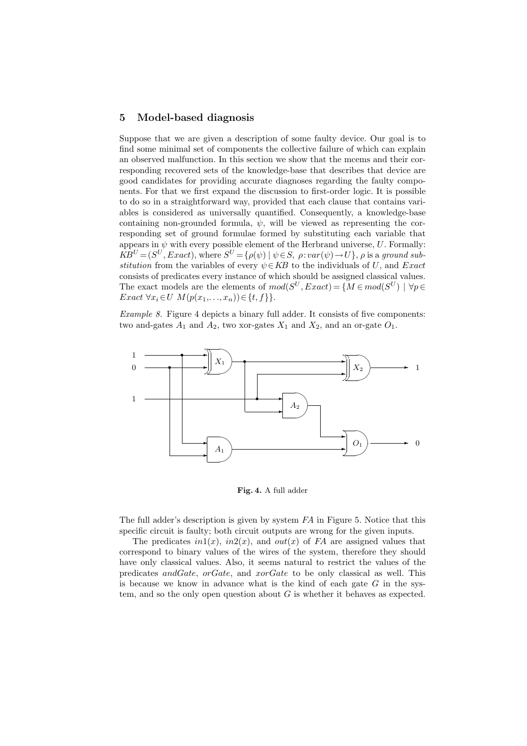## 5 Model-based diagnosis

Suppose that we are given a description of some faulty device. Our goal is to find some minimal set of components the collective failure of which can explain an observed malfunction. In this section we show that the mcems and their corresponding recovered sets of the knowledge-base that describes that device are good candidates for providing accurate diagnoses regarding the faulty components. For that we first expand the discussion to first-order logic. It is possible to do so in a straightforward way, provided that each clause that contains variables is considered as universally quantified. Consequently, a knowledge-base containing non-grounded formula, $\psi$, will be viewed as representing the corresponding set of ground formulae formed by substituting each variable that appears in $\psi$ with every possible element of the Herbrand universe, $U$. Formally: $KB^U = (S^U, Exact)$, where $S^U = \{\rho(\psi) \mid \psi \in S,\ \rho : var(\psi) \rightarrow U\}$, $\rho$ is a *ground substitution* from the variables of every $\psi \in KB$ to the individuals of $U$, and $Exact$ consists of predicates every instance of which should be assigned classical values. The exact models are the elements of $mod(S^U, Exact) = \{M \in mod(S^U) \mid \forall p \in Exact\ \forall x_i \in U\ M(p(x_1, \ldots, x_n)) \in \{t, f\}\}$.

*Example 8.* Figure 4 depicts a binary full adder. It consists of five components: two and-gates $A_1$ and $A_2$, two xor-gates $X_1$ and $X_2$, and an or-gate $O_1$.

**Fig. 4.** A full adder

The full adder's description is given by system *FA* in Figure 5. Notice that this specific circuit is faulty; both circuit outputs are wrong for the given inputs.

The predicates $in1(x)$, $in2(x)$, and $out(x)$ of *FA* are assigned values that correspond to binary values of the wires of the system, therefore they should have only classical values. Also, it seems natural to restrict the values of the predicates *andGate*, *orGate*, and *xorGate* to be only classical as well. This is because we know in advance what is the kind of each gate $G$ in the system, and so the only open question about $G$ is whether it behaves as expected.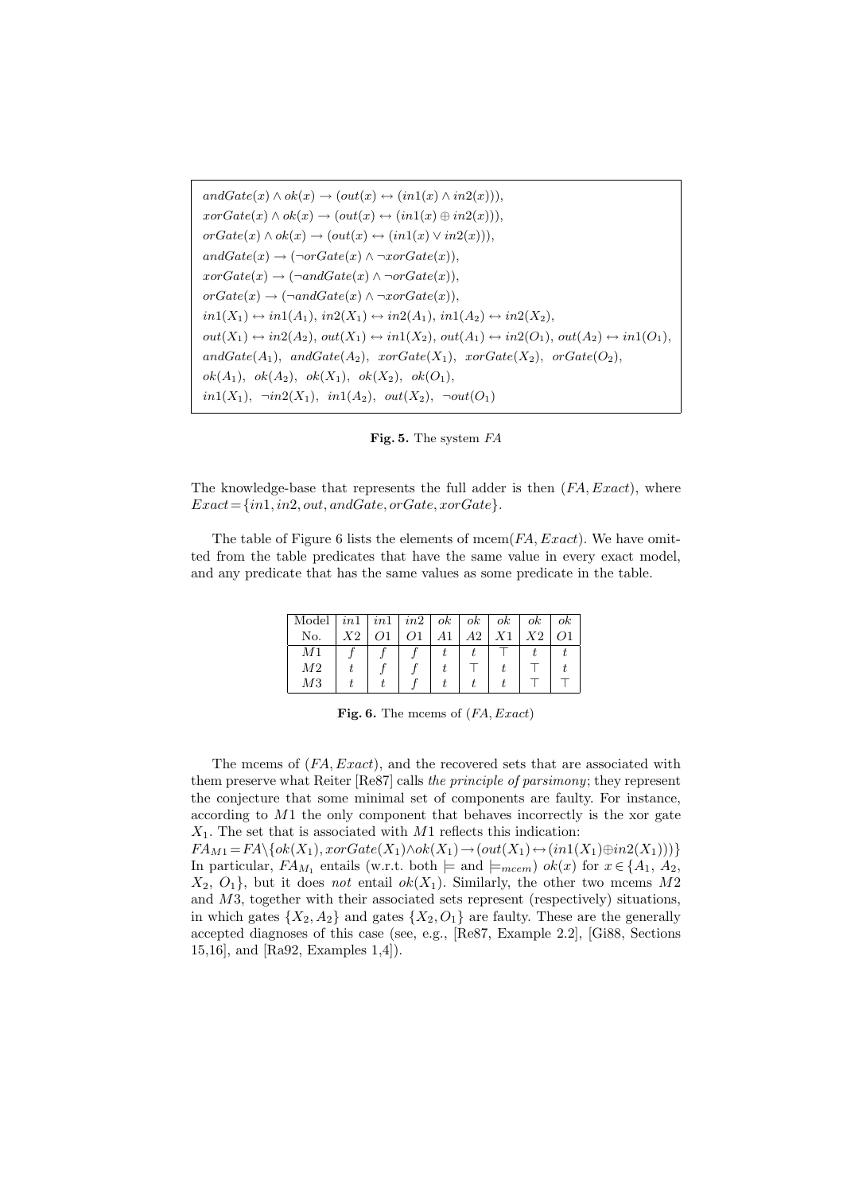$$
\begin{aligned}
&andGate(x) \wedge ok(x) \rightarrow (out(x) \leftrightarrow (in1(x) \wedge in2(x))),\\
&xorGate(x) \wedge ok(x) \rightarrow (out(x) \leftrightarrow (in1(x) \oplus in2(x))),\\
&orGate(x) \wedge ok(x) \rightarrow (out(x) \leftrightarrow (in1(x) \vee in2(x))),\\
&andGate(x) \rightarrow (\neg orGate(x) \wedge \neg xorGate(x)),\\
&xorGate(x) \rightarrow (\neg andGate(x) \wedge \neg orGate(x)),\\
&orGate(x) \rightarrow (\neg andGate(x) \wedge \neg xorGate(x)),\\
&in1(X_1) \leftrightarrow in1(A_1),\ in2(X_1) \leftrightarrow in2(A_1),\ in1(A_2) \leftrightarrow in2(X_2),\\
&out(X_1) \leftrightarrow in2(A_2),\ out(X_1) \leftrightarrow in1(X_2),\ out(A_1) \leftrightarrow in2(O_1),\ out(A_2) \leftrightarrow in1(O_1),\\
&andGate(A_1),\ andGate(A_2),\ xorGate(X_1),\ xorGate(X_2),\ orGate(O_2),\\
&ok(A_1),\ ok(A_2),\ ok(X_1),\ ok(X_2),\ ok(O_1),\\
&in1(X_1),\ \neg in2(X_1),\ in1(A_2),\ out(X_2),\ \neg out(O_1)
\end{aligned}
$$

**Fig. 5.** The system $FA$

The knowledge-base that represents the full adder is then $(FA, Exact)$, where $Exact = \{in1, in2, out, andGate, orGate, xorGate\}$.

The table of Figure 6 lists the elements of mcem$(FA, Exact)$. We have omitted from the table predicates that have the same value in every exact model, and any predicate that has the same values as some predicate in the table.

| Model No. | $in1$ $X2$ | $in1$ $O1$ | $in2$ $O1$ | $ok$ $A1$ | $ok$ $A2$ | $ok$ $X1$ | $ok$ $X2$ | $ok$ $O1$ |
|---|---|---|---|---|---|---|---|---|
| $M1$ | $f$ | $f$ | $f$ | $t$ | $t$ | $\top$ | $t$ | $t$ |
| $M2$ | $t$ | $f$ | $f$ | $t$ | $\top$ | $t$ | $\top$ | $t$ |
| $M3$ | $t$ | $t$ | $f$ | $t$ | $t$ | $t$ | $\top$ | $\top$ |

**Fig. 6.** The mcems of $(FA, Exact)$

The mcems of $(FA, Exact)$, and the recovered sets that are associated with them preserve what Reiter [Re87] calls *the principle of parsimony*; they represent the conjecture that some minimal set of components are faulty. For instance, according to $M1$ the only component that behaves incorrectly is the xor gate $X_1$. The set that is associated with $M1$ reflects this indication:
$FA_{M1} = FA \setminus \{ok(X_1), xorGate(X_1) \wedge ok(X_1) \rightarrow (out(X_1) \leftrightarrow (in1(X_1) \oplus in2(X_1)))\}$
In particular, $FA_{M_1}$ entails (w.r.t. both $\models$ and $\models_{mcem}$) $ok(x)$ for $x \in \{A_1, A_2, X_2, O_1\}$, but it does *not* entail $ok(X_1)$. Similarly, the other two mcems $M2$ and $M3$, together with their associated sets represent (respectively) situations, in which gates $\{X_2, A_2\}$ and gates $\{X_2, O_1\}$ are faulty. These are the generally accepted diagnoses of this case (see, e.g., [Re87, Example 2.2], [Gi88, Sections 15,16], and [Ra92, Examples 1,4]).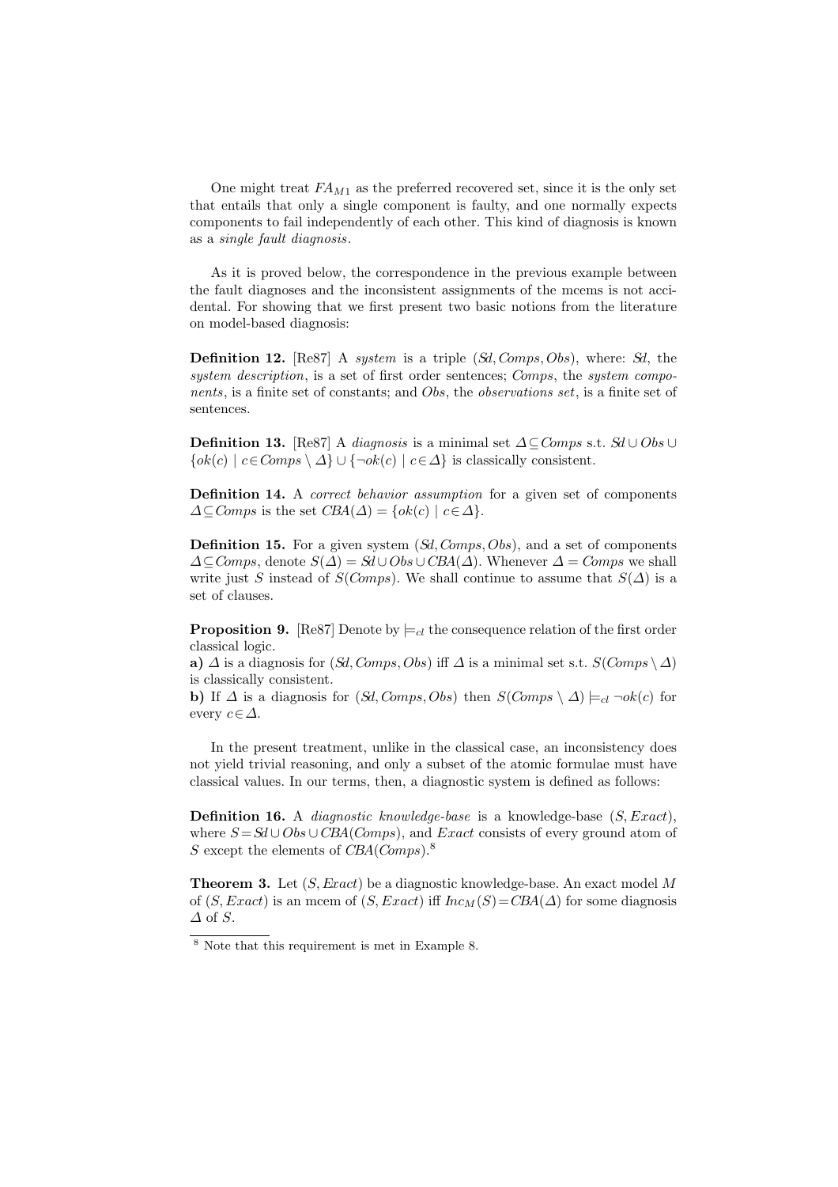One might treat $FA_{M1}$ as the preferred recovered set, since it is the only set that entails that only a single component is faulty, and one normally expects components to fail independently of each other. This kind of diagnosis is known as a *single fault diagnosis*.

As it is proved below, the correspondence in the previous example between the fault diagnoses and the inconsistent assignments of the mcems is not accidental. For showing that we first present two basic notions from the literature on model-based diagnosis:

**Definition 12.** [Re87] A *system* is a triple $(Sd, Comps, Obs)$, where: $Sd$, the *system description*, is a set of first order sentences; $Comps$, the *system components*, is a finite set of constants; and $Obs$, the *observations set*, is a finite set of sentences.

**Definition 13.** [Re87] A *diagnosis* is a minimal set $\Delta \subseteq Comps$ s.t. $Sd \cup Obs \cup \{ok(c) \mid c \in Comps \setminus \Delta\} \cup \{\neg ok(c) \mid c \in \Delta\}$ is classically consistent.

**Definition 14.** A *correct behavior assumption* for a given set of components $\Delta \subseteq Comps$ is the set $CBA(\Delta) = \{ok(c) \mid c \in \Delta\}$.

**Definition 15.** For a given system $(Sd, Comps, Obs)$, and a set of components $\Delta \subseteq Comps$, denote $S(\Delta) = Sd \cup Obs \cup CBA(\Delta)$. Whenever $\Delta = Comps$ we shall write just $S$ instead of $S(Comps)$. We shall continue to assume that $S(\Delta)$ is a set of clauses.

**Proposition 9.** [Re87] Denote by $\models_{cl}$ the consequence relation of the first order classical logic.

**a)** $\Delta$ is a diagnosis for $(Sd, Comps, Obs)$ iff $\Delta$ is a minimal set s.t. $S(Comps \setminus \Delta)$ is classically consistent.

**b)** If $\Delta$ is a diagnosis for $(Sd, Comps, Obs)$ then $S(Comps \setminus \Delta) \models_{cl} \neg ok(c)$ for every $c \in \Delta$.

In the present treatment, unlike in the classical case, an inconsistency does not yield trivial reasoning, and only a subset of the atomic formulae must have classical values. In our terms, then, a diagnostic system is defined as follows:

**Definition 16.** A *diagnostic knowledge-base* is a knowledge-base $(S, Exact)$, where $S = Sd \cup Obs \cup CBA(Comps)$, and $Exact$ consists of every ground atom of $S$ except the elements of $CBA(Comps)$.[8]

**Theorem 3.** Let $(S, Exact)$ be a diagnostic knowledge-base. An exact model $M$ of $(S, Exact)$ is an mcem of $(S, Exact)$ iff $Inc_M(S) = CBA(\Delta)$ for some diagnosis $\Delta$ of $S$.

[8] Note that this requirement is met in Example 8.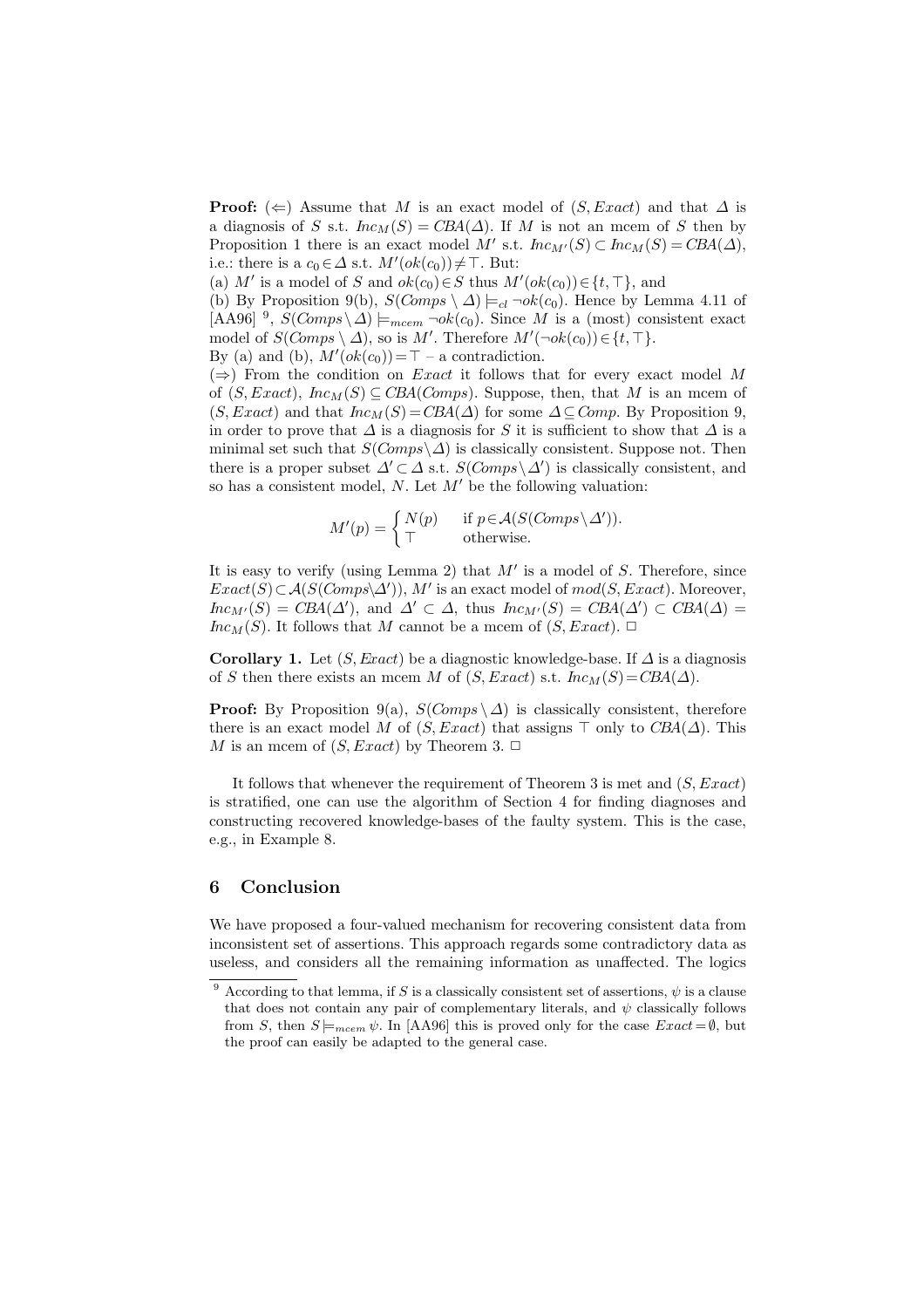**Proof:** ($\Leftarrow$) Assume that $M$ is an exact model of $(S, \mathit{Exact})$ and that $\Delta$ is a diagnosis of $S$ s.t. $\mathit{Inc}_M(S) = \mathit{CBA}(\Delta)$. If $M$ is not an mcem of $S$ then by Proposition 1 there is an exact model $M'$ s.t. $\mathit{Inc}_{M'}(S) \subset \mathit{Inc}_M(S) = \mathit{CBA}(\Delta)$, i.e.: there is a $c_0 \in \Delta$ s.t. $M'(ok(c_0)) \neq \top$. But:

(a) $M'$ is a model of $S$ and $ok(c_0) \in S$ thus $M'(ok(c_0)) \in \{t, \top\}$, and

(b) By Proposition 9(b), $S(\mathit{Comps} \setminus \Delta) \models_{cl} \neg ok(c_0)$. Hence by Lemma 4.11 of [AA96] [9], $S(\mathit{Comps} \setminus \Delta) \models_{mcem} \neg ok(c_0)$. Since $M$ is a (most) consistent exact model of $S(\mathit{Comps} \setminus \Delta)$, so is $M'$. Therefore $M'(\neg ok(c_0)) \in \{t, \top\}$.

By (a) and (b), $M'(ok(c_0)) = \top$ – a contradiction.

($\Rightarrow$) From the condition on $\mathit{Exact}$ it follows that for every exact model $M$ of $(S, \mathit{Exact})$, $\mathit{Inc}_M(S) \subseteq \mathit{CBA}(\mathit{Comps})$. Suppose, then, that $M$ is an mcem of $(S, \mathit{Exact})$ and that $\mathit{Inc}_M(S) = \mathit{CBA}(\Delta)$ for some $\Delta \subseteq \mathit{Comp}$. By Proposition 9, in order to prove that $\Delta$ is a diagnosis for $S$ it is sufficient to show that $\Delta$ is a minimal set such that $S(\mathit{Comps} \setminus \Delta)$ is classically consistent. Suppose not. Then there is a proper subset $\Delta' \subset \Delta$ s.t. $S(\mathit{Comps} \setminus \Delta')$ is classically consistent, and so has a consistent model, $N$. Let $M'$ be the following valuation:

$$M'(p) = \begin{cases} N(p) & \text{if } p \in \mathcal{A}(S(\mathit{Comps} \setminus \Delta')). \\ \top & \text{otherwise.} \end{cases}$$

It is easy to verify (using Lemma 2) that $M'$ is a model of $S$. Therefore, since $\mathit{Exact}(S) \subset \mathcal{A}(S(\mathit{Comps} \setminus \Delta'))$, $M'$ is an exact model of $mod(S, \mathit{Exact})$. Moreover, $\mathit{Inc}_{M'}(S) = \mathit{CBA}(\Delta')$, and $\Delta' \subset \Delta$, thus $\mathit{Inc}_{M'}(S) = \mathit{CBA}(\Delta') \subset \mathit{CBA}(\Delta) = \mathit{Inc}_M(S)$. It follows that $M$ cannot be a mcem of $(S, \mathit{Exact})$. $\square$

**Corollary 1.** Let $(S, \mathit{Exact})$ be a diagnostic knowledge-base. If $\Delta$ is a diagnosis of $S$ then there exists an mcem $M$ of $(S, \mathit{Exact})$ s.t. $\mathit{Inc}_M(S) = \mathit{CBA}(\Delta)$.

**Proof:** By Proposition 9(a), $S(\mathit{Comps} \setminus \Delta)$ is classically consistent, therefore there is an exact model $M$ of $(S, \mathit{Exact})$ that assigns $\top$ only to $\mathit{CBA}(\Delta)$. This $M$ is an mcem of $(S, \mathit{Exact})$ by Theorem 3. $\square$

It follows that whenever the requirement of Theorem 3 is met and $(S, \mathit{Exact})$ is stratified, one can use the algorithm of Section 4 for finding diagnoses and constructing recovered knowledge-bases of the faulty system. This is the case, e.g., in Example 8.

## 6 Conclusion

We have proposed a four-valued mechanism for recovering consistent data from inconsistent set of assertions. This approach regards some contradictory data as useless, and considers all the remaining information as unaffected. The logics

[9] According to that lemma, if $S$ is a classically consistent set of assertions, $\psi$ is a clause that does not contain any pair of complementary literals, and $\psi$ classically follows from $S$, then $S \models_{mcem} \psi$. In [AA96] this is proved only for the case $\mathit{Exact} = \emptyset$, but the proof can easily be adapted to the general case.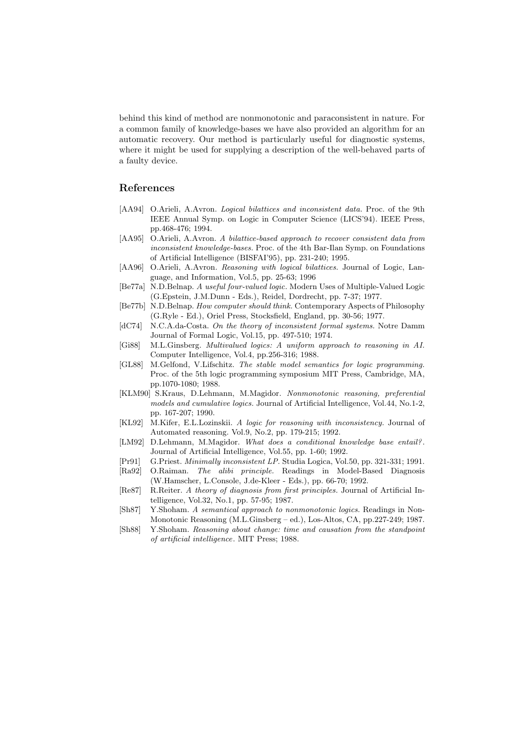behind this kind of method are nonmonotonic and paraconsistent in nature. For a common family of knowledge-bases we have also provided an algorithm for an automatic recovery. Our method is particularly useful for diagnostic systems, where it might be used for supplying a description of the well-behaved parts of a faulty device.

## References

- [AA94] O.Arieli, A.Avron. *Logical bilattices and inconsistent data.* Proc. of the 9th IEEE Annual Symp. on Logic in Computer Science (LICS'94). IEEE Press, pp.468-476; 1994.
- [AA95] O.Arieli, A.Avron. *A bilattice-based approach to recover consistent data from inconsistent knowledge-bases.* Proc. of the 4th Bar-Ilan Symp. on Foundations of Artificial Intelligence (BISFAI'95), pp. 231-240; 1995.
- [AA96] O.Arieli, A.Avron. *Reasoning with logical bilattices.* Journal of Logic, Language, and Information, Vol.5, pp. 25-63; 1996
- [Be77a] N.D.Belnap. *A useful four-valued logic.* Modern Uses of Multiple-Valued Logic (G.Epstein, J.M.Dunn - Eds.), Reidel, Dordrecht, pp. 7-37; 1977.
- [Be77b] N.D.Belnap. *How computer should think.* Contemporary Aspects of Philosophy (G.Ryle - Ed.), Oriel Press, Stocksfield, England, pp. 30-56; 1977.
- [dC74] N.C.A.da-Costa. *On the theory of inconsistent formal systems.* Notre Damm Journal of Formal Logic, Vol.15, pp. 497-510; 1974.
- [Gi88] M.L.Ginsberg. *Multivalued logics: A uniform approach to reasoning in AI.* Computer Intelligence, Vol.4, pp.256-316; 1988.
- [GL88] M.Gelfond, V.Lifschitz. *The stable model semantics for logic programming.* Proc. of the 5th logic programming symposium MIT Press, Cambridge, MA, pp.1070-1080; 1988.
- [KLM90] S.Kraus, D.Lehmann, M.Magidor. *Nonmonotonic reasoning, preferential models and cumulative logics.* Journal of Artificial Intelligence, Vol.44, No.1-2, pp. 167-207; 1990.
- [KL92] M.Kifer, E.L.Lozinskii. *A logic for reasoning with inconsistency.* Journal of Automated reasoning. Vol.9, No.2, pp. 179-215; 1992.
- [LM92] D.Lehmann, M.Magidor. *What does a conditional knowledge base entail?*. Journal of Artificial Intelligence, Vol.55, pp. 1-60; 1992.
- [Pr91] G.Priest. *Minimally inconsistent LP.* Studia Logica, Vol.50, pp. 321-331; 1991.
- [Ra92] O.Raiman. *The alibi principle.* Readings in Model-Based Diagnosis (W.Hamscher, L.Console, J.de-Kleer - Eds.), pp. 66-70; 1992.
- [Re87] R.Reiter. *A theory of diagnosis from first principles.* Journal of Artificial Intelligence, Vol.32, No.1, pp. 57-95; 1987.
- [Sh87] Y.Shoham. *A semantical approach to nonmonotonic logics.* Readings in Non-Monotonic Reasoning (M.L.Ginsberg – ed.), Los-Altos, CA, pp.227-249; 1987.
- [Sh88] Y.Shoham. *Reasoning about change: time and causation from the standpoint of artificial intelligence*. MIT Press; 1988.